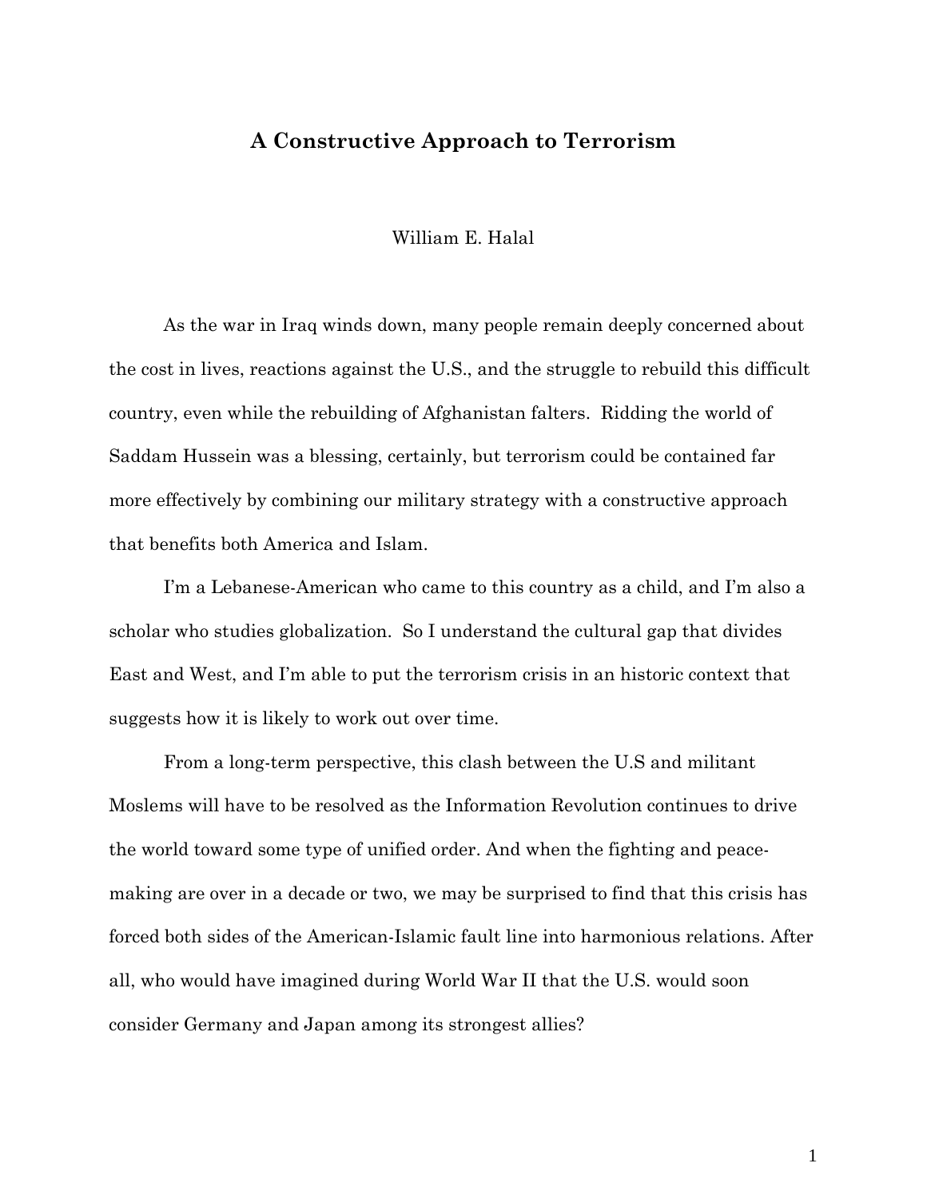# A Constructive Approach to Terrorism

William E. Halal

As the war in Iraq winds down, many people remain deeply concerned about the cost in lives, reactions against the U.S., and the struggle to rebuild this difficult country, even while the rebuilding of Afghanistan falters. Ridding the world of Saddam Hussein was a blessing, certainly, but terrorism could be contained far more effectively by combining our military strategy with a constructive approach that benefits both America and Islam.

I'm a Lebanese-American who came to this country as a child, and I'm also a scholar who studies globalization. So I understand the cultural gap that divides East and West, and I'm able to put the terrorism crisis in an historic context that suggests how it is likely to work out over time.

From a long-term perspective, this clash between the U.S and militant Moslems will have to be resolved as the Information Revolution continues to drive the world toward some type of unified order. And when the fighting and peace-making are over in a decade or two, we may be surprised to find that this crisis has forced both sides of the American-Islamic fault line into harmonious relations. After all, who would have imagined during World War II that the U.S. would soon consider Germany and Japan among its strongest allies?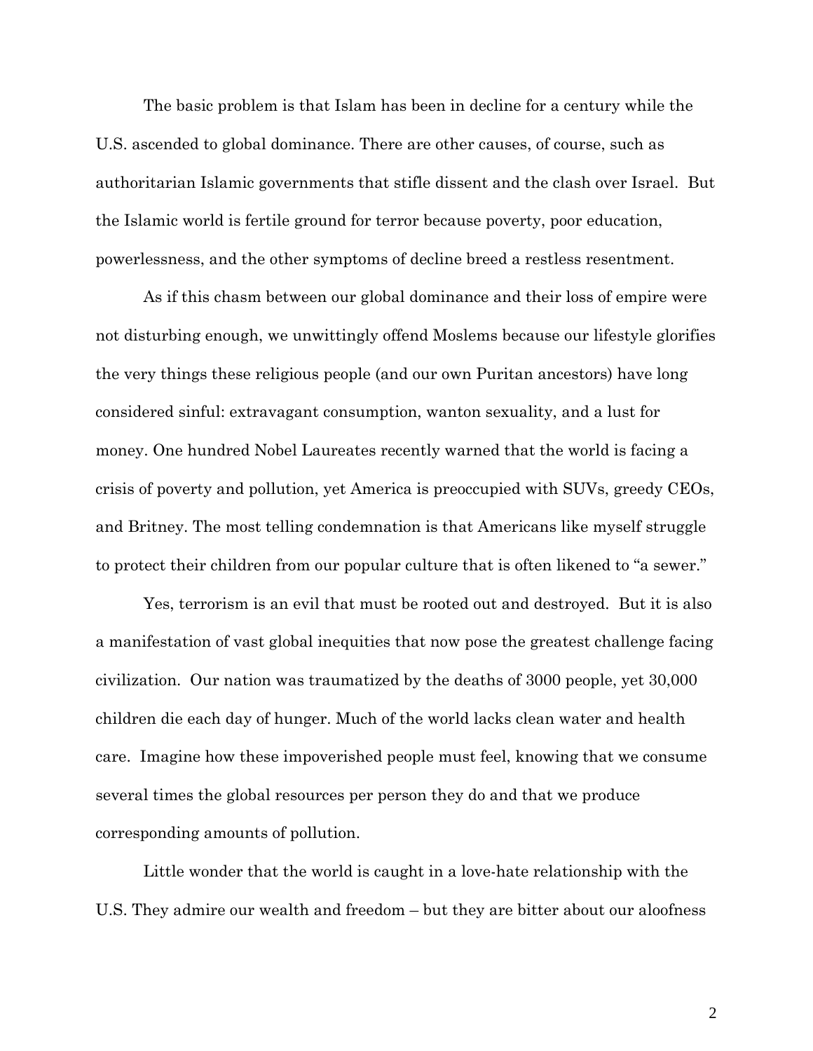The basic problem is that Islam has been in decline for a century while the U.S. ascended to global dominance. There are other causes, of course, such as authoritarian Islamic governments that stifle dissent and the clash over Israel. But the Islamic world is fertile ground for terror because poverty, poor education, powerlessness, and the other symptoms of decline breed a restless resentment.

As if this chasm between our global dominance and their loss of empire were not disturbing enough, we unwittingly offend Moslems because our lifestyle glorifies the very things these religious people (and our own Puritan ancestors) have long considered sinful: extravagant consumption, wanton sexuality, and a lust for money. One hundred Nobel Laureates recently warned that the world is facing a crisis of poverty and pollution, yet America is preoccupied with SUVs, greedy CEOs, and Britney. The most telling condemnation is that Americans like myself struggle to protect their children from our popular culture that is often likened to "a sewer."

Yes, terrorism is an evil that must be rooted out and destroyed. But it is also a manifestation of vast global inequities that now pose the greatest challenge facing civilization. Our nation was traumatized by the deaths of 3000 people, yet 30,000 children die each day of hunger. Much of the world lacks clean water and health care. Imagine how these impoverished people must feel, knowing that we consume several times the global resources per person they do and that we produce corresponding amounts of pollution.

Little wonder that the world is caught in a love-hate relationship with the U.S. They admire our wealth and freedom – but they are bitter about our aloofness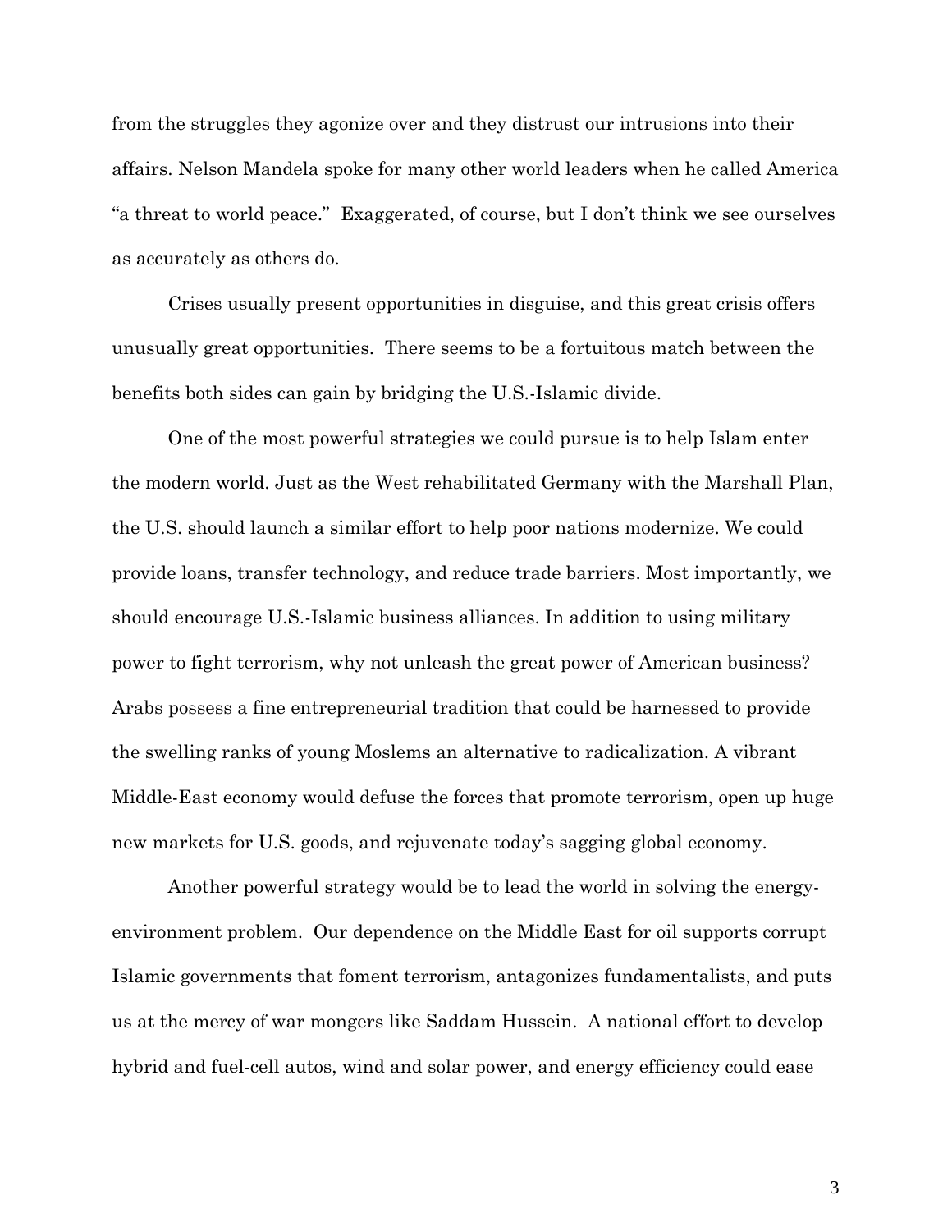from the struggles they agonize over and they distrust our intrusions into their affairs. Nelson Mandela spoke for many other world leaders when he called America "a threat to world peace." Exaggerated, of course, but I don't think we see ourselves as accurately as others do.

Crises usually present opportunities in disguise, and this great crisis offers unusually great opportunities. There seems to be a fortuitous match between the benefits both sides can gain by bridging the U.S.-Islamic divide.

One of the most powerful strategies we could pursue is to help Islam enter the modern world. Just as the West rehabilitated Germany with the Marshall Plan, the U.S. should launch a similar effort to help poor nations modernize. We could provide loans, transfer technology, and reduce trade barriers. Most importantly, we should encourage U.S.-Islamic business alliances. In addition to using military power to fight terrorism, why not unleash the great power of American business? Arabs possess a fine entrepreneurial tradition that could be harnessed to provide the swelling ranks of young Moslems an alternative to radicalization. A vibrant Middle-East economy would defuse the forces that promote terrorism, open up huge new markets for U.S. goods, and rejuvenate today's sagging global economy.

Another powerful strategy would be to lead the world in solving the energy-environment problem. Our dependence on the Middle East for oil supports corrupt Islamic governments that foment terrorism, antagonizes fundamentalists, and puts us at the mercy of war mongers like Saddam Hussein. A national effort to develop hybrid and fuel-cell autos, wind and solar power, and energy efficiency could ease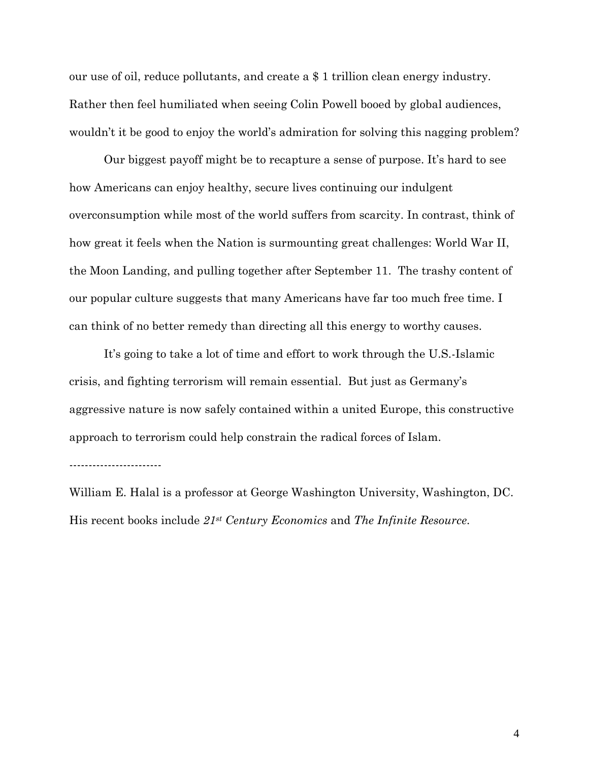our use of oil, reduce pollutants, and create a $ 1 trillion clean energy industry. Rather then feel humiliated when seeing Colin Powell booed by global audiences, wouldn't it be good to enjoy the world's admiration for solving this nagging problem?

Our biggest payoff might be to recapture a sense of purpose. It's hard to see how Americans can enjoy healthy, secure lives continuing our indulgent overconsumption while most of the world suffers from scarcity. In contrast, think of how great it feels when the Nation is surmounting great challenges: World War II, the Moon Landing, and pulling together after September 11. The trashy content of our popular culture suggests that many Americans have far too much free time. I can think of no better remedy than directing all this energy to worthy causes.

It's going to take a lot of time and effort to work through the U.S.-Islamic crisis, and fighting terrorism will remain essential. But just as Germany's aggressive nature is now safely contained within a united Europe, this constructive approach to terrorism could help constrain the radical forces of Islam.

-----------------------

William E. Halal is a professor at George Washington University, Washington, DC. His recent books include *21st Century Economics* and *The Infinite Resource*.